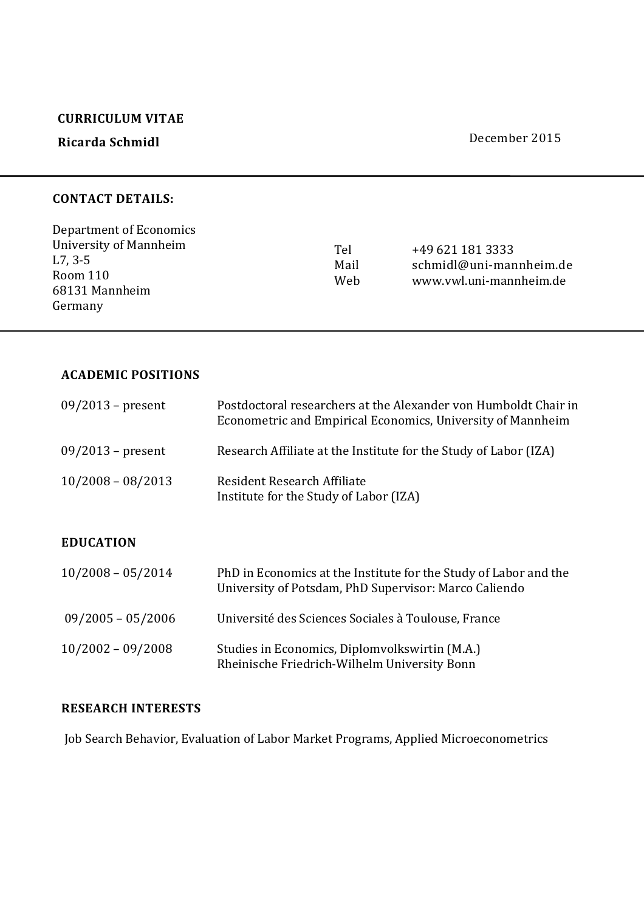**CURRICULUM VITAE**

**Ricarda Schmidl**

December 2015

---

**CONTACT DETAILS:**

Department of Economics
University of Mannheim
L7, 3-5
Room 110
68131 Mannheim
Germany

| | |
|---|---|
| Tel | +49 621 181 3333 |
| Mail | schmidl@uni-mannheim.de |
| Web | www.vwl.uni-mannheim.de |

---

## ACADEMIC POSITIONS

| | |
|---|---|
| 09/2013 – present | Postdoctoral researchers at the Alexander von Humboldt Chair in Econometric and Empirical Economics, University of Mannheim |
| 09/2013 – present | Research Affiliate at the Institute for the Study of Labor (IZA) |
| 10/2008 – 08/2013 | Resident Research Affiliate<br>Institute for the Study of Labor (IZA) |

## EDUCATION

| | |
|---|---|
| 10/2008 – 05/2014 | PhD in Economics at the Institute for the Study of Labor and the University of Potsdam, PhD Supervisor: Marco Caliendo |
| 09/2005 – 05/2006 | Université des Sciences Sociales à Toulouse, France |
| 10/2002 – 09/2008 | Studies in Economics, Diplomvolkswirtin (M.A.)<br>Rheinische Friedrich-Wilhelm University Bonn |

## RESEARCH INTERESTS

Job Search Behavior, Evaluation of Labor Market Programs, Applied Microeconometrics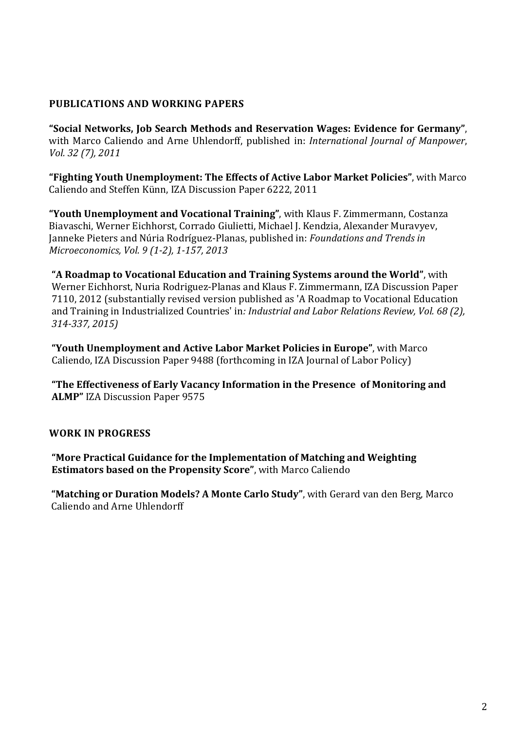## PUBLICATIONS AND WORKING PAPERS

**"Social Networks, Job Search Methods and Reservation Wages: Evidence for Germany"**, with Marco Caliendo and Arne Uhlendorff, published in: *International Journal of Manpower, Vol. 32 (7), 2011*

**"Fighting Youth Unemployment: The Effects of Active Labor Market Policies"**, with Marco Caliendo and Steffen Künn, IZA Discussion Paper 6222, 2011

**"Youth Unemployment and Vocational Training"**, with Klaus F. Zimmermann, Costanza Biavaschi, Werner Eichhorst, Corrado Giulietti, Michael J. Kendzia, Alexander Muravyev, Janneke Pieters and Núria Rodríguez-Planas, published in: *Foundations and Trends in Microeconomics, Vol. 9 (1-2), 1-157, 2013*

**"A Roadmap to Vocational Education and Training Systems around the World"**, with Werner Eichhorst, Nuria Rodriguez-Planas and Klaus F. Zimmermann, IZA Discussion Paper 7110, 2012 (substantially revised version published as 'A Roadmap to Vocational Education and Training in Industrialized Countries' in*: Industrial and Labor Relations Review, Vol. 68 (2), 314-337, 2015)*

**"Youth Unemployment and Active Labor Market Policies in Europe"**, with Marco Caliendo, IZA Discussion Paper 9488 (forthcoming in IZA Journal of Labor Policy)

**"The Effectiveness of Early Vacancy Information in the Presence of Monitoring and ALMP"** IZA Discussion Paper 9575

## WORK IN PROGRESS

**"More Practical Guidance for the Implementation of Matching and Weighting Estimators based on the Propensity Score"**, with Marco Caliendo

**"Matching or Duration Models? A Monte Carlo Study"**, with Gerard van den Berg, Marco Caliendo and Arne Uhlendorff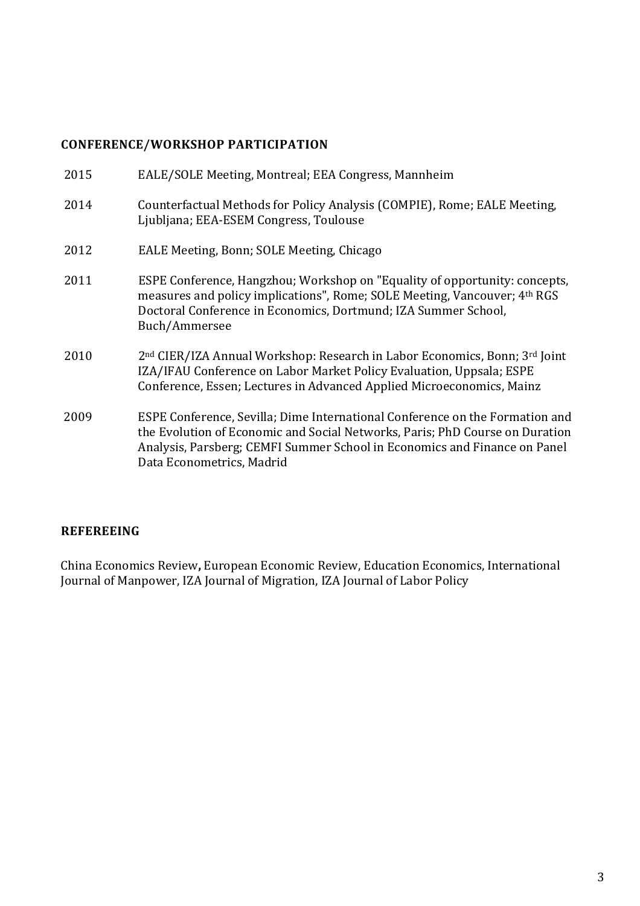**CONFERENCE/WORKSHOP PARTICIPATION**

| | |
|---|---|
| 2015 | EALE/SOLE Meeting, Montreal; EEA Congress, Mannheim |
| 2014 | Counterfactual Methods for Policy Analysis (COMPIE), Rome; EALE Meeting, Ljubljana; EEA-ESEM Congress, Toulouse |
| 2012 | EALE Meeting, Bonn; SOLE Meeting, Chicago |
| 2011 | ESPE Conference, Hangzhou; Workshop on "Equality of opportunity: concepts, measures and policy implications", Rome; SOLE Meeting, Vancouver; 4th RGS Doctoral Conference in Economics, Dortmund; IZA Summer School, Buch/Ammersee |
| 2010 | 2nd CIER/IZA Annual Workshop: Research in Labor Economics, Bonn; 3rd Joint IZA/IFAU Conference on Labor Market Policy Evaluation, Uppsala; ESPE Conference, Essen; Lectures in Advanced Applied Microeconomics, Mainz |
| 2009 | ESPE Conference, Sevilla; Dime International Conference on the Formation and the Evolution of Economic and Social Networks, Paris; PhD Course on Duration Analysis, Parsberg; CEMFI Summer School in Economics and Finance on Panel Data Econometrics, Madrid |

**REFEREEING**

China Economics Review**,** European Economic Review, Education Economics, International Journal of Manpower, IZA Journal of Migration, IZA Journal of Labor Policy